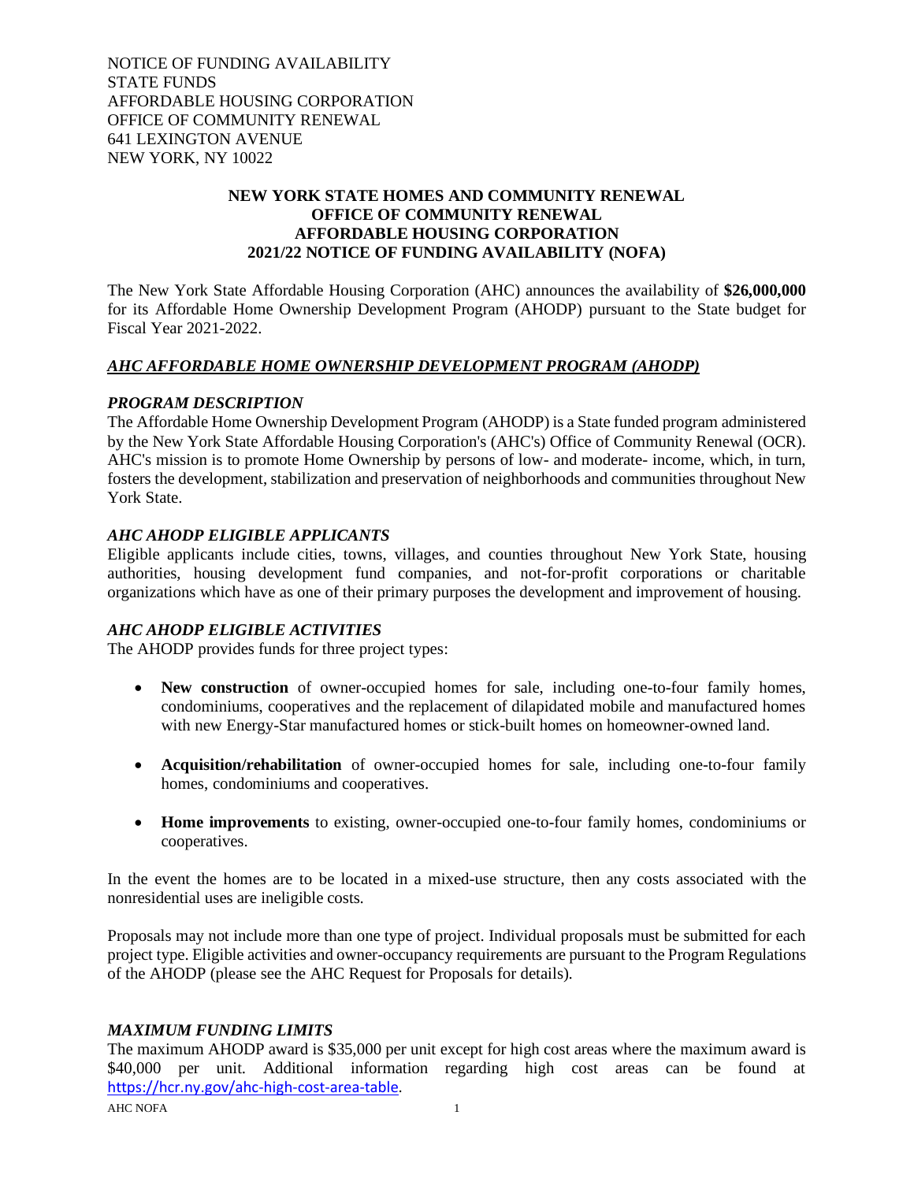NOTICE OF FUNDING AVAILABILITY
STATE FUNDS
AFFORDABLE HOUSING CORPORATION
OFFICE OF COMMUNITY RENEWAL
641 LEXINGTON AVENUE
NEW YORK, NY 10022

# NEW YORK STATE HOMES AND COMMUNITY RENEWAL
# OFFICE OF COMMUNITY RENEWAL
# AFFORDABLE HOUSING CORPORATION
# 2021/22 NOTICE OF FUNDING AVAILABILITY (NOFA)

The New York State Affordable Housing Corporation (AHC) announces the availability of **$26,000,000** for its Affordable Home Ownership Development Program (AHODP) pursuant to the State budget for Fiscal Year 2021-2022.

## ***AHC AFFORDABLE HOME OWNERSHIP DEVELOPMENT PROGRAM (AHODP)***

### *PROGRAM DESCRIPTION*

The Affordable Home Ownership Development Program (AHODP) is a State funded program administered by the New York State Affordable Housing Corporation's (AHC's) Office of Community Renewal (OCR). AHC's mission is to promote Home Ownership by persons of low- and moderate- income, which, in turn, fosters the development, stabilization and preservation of neighborhoods and communities throughout New York State.

### *AHC AHODP ELIGIBLE APPLICANTS*

Eligible applicants include cities, towns, villages, and counties throughout New York State, housing authorities, housing development fund companies, and not-for-profit corporations or charitable organizations which have as one of their primary purposes the development and improvement of housing.

### *AHC AHODP ELIGIBLE ACTIVITIES*

The AHODP provides funds for three project types:

- **New construction** of owner-occupied homes for sale, including one-to-four family homes, condominiums, cooperatives and the replacement of dilapidated mobile and manufactured homes with new Energy-Star manufactured homes or stick-built homes on homeowner-owned land.

- **Acquisition/rehabilitation** of owner-occupied homes for sale, including one-to-four family homes, condominiums and cooperatives.

- **Home improvements** to existing, owner-occupied one-to-four family homes, condominiums or cooperatives.

In the event the homes are to be located in a mixed-use structure, then any costs associated with the nonresidential uses are ineligible costs.

Proposals may not include more than one type of project. Individual proposals must be submitted for each project type. Eligible activities and owner-occupancy requirements are pursuant to the Program Regulations of the AHODP (please see the AHC Request for Proposals for details).

### *MAXIMUM FUNDING LIMITS*

The maximum AHODP award is $35,000 per unit except for high cost areas where the maximum award is $40,000 per unit. Additional information regarding high cost areas can be found at https://hcr.ny.gov/ahc-high-cost-area-table.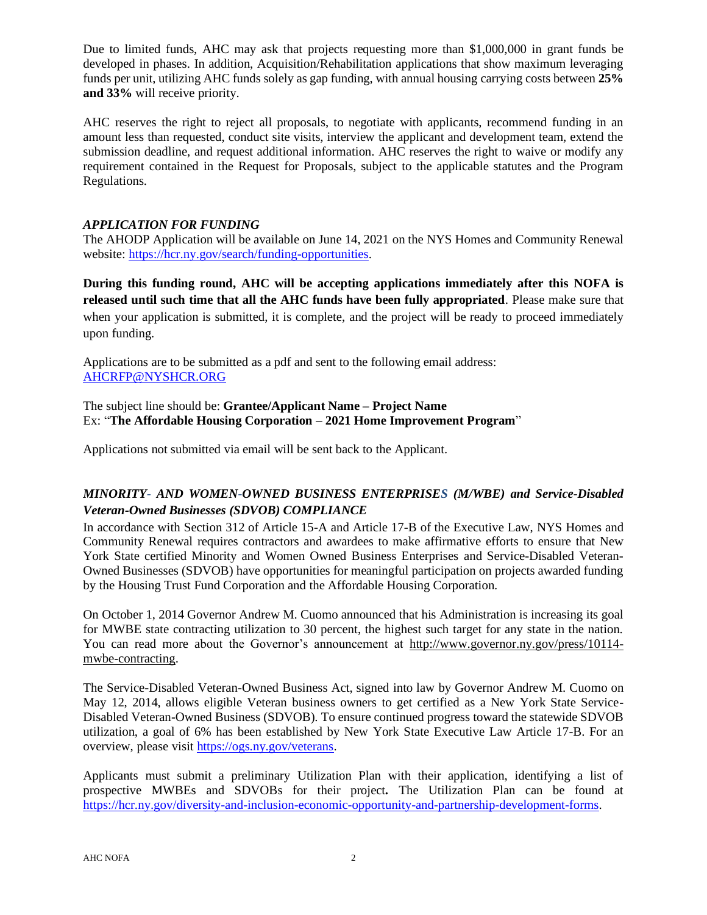Due to limited funds, AHC may ask that projects requesting more than $1,000,000 in grant funds be developed in phases. In addition, Acquisition/Rehabilitation applications that show maximum leveraging funds per unit, utilizing AHC funds solely as gap funding, with annual housing carrying costs between **25% and 33%** will receive priority.

AHC reserves the right to reject all proposals, to negotiate with applicants, recommend funding in an amount less than requested, conduct site visits, interview the applicant and development team, extend the submission deadline, and request additional information. AHC reserves the right to waive or modify any requirement contained in the Request for Proposals, subject to the applicable statutes and the Program Regulations.

### *APPLICATION FOR FUNDING*

The AHODP Application will be available on June 14, 2021 on the NYS Homes and Community Renewal website: https://hcr.ny.gov/search/funding-opportunities.

**During this funding round, AHC will be accepting applications immediately after this NOFA is released until such time that all the AHC funds have been fully appropriated**. Please make sure that when your application is submitted, it is complete, and the project will be ready to proceed immediately upon funding.

Applications are to be submitted as a pdf and sent to the following email address: AHCRFP@NYSHCR.ORG

The subject line should be: **Grantee/Applicant Name – Project Name**
Ex: "**The Affordable Housing Corporation – 2021 Home Improvement Program**"

Applications not submitted via email will be sent back to the Applicant.

### *MINORITY- AND WOMEN-OWNED BUSINESS ENTERPRISES (M/WBE) and Service-Disabled Veteran-Owned Businesses (SDVOB) COMPLIANCE*

In accordance with Section 312 of Article 15-A and Article 17-B of the Executive Law, NYS Homes and Community Renewal requires contractors and awardees to make affirmative efforts to ensure that New York State certified Minority and Women Owned Business Enterprises and Service-Disabled Veteran-Owned Businesses (SDVOB) have opportunities for meaningful participation on projects awarded funding by the Housing Trust Fund Corporation and the Affordable Housing Corporation.

On October 1, 2014 Governor Andrew M. Cuomo announced that his Administration is increasing its goal for MWBE state contracting utilization to 30 percent, the highest such target for any state in the nation. You can read more about the Governor's announcement at http://www.governor.ny.gov/press/10114-mwbe-contracting.

The Service-Disabled Veteran-Owned Business Act, signed into law by Governor Andrew M. Cuomo on May 12, 2014, allows eligible Veteran business owners to get certified as a New York State Service-Disabled Veteran-Owned Business (SDVOB). To ensure continued progress toward the statewide SDVOB utilization, a goal of 6% has been established by New York State Executive Law Article 17-B. For an overview, please visit https://ogs.ny.gov/veterans.

Applicants must submit a preliminary Utilization Plan with their application, identifying a list of prospective MWBEs and SDVOBs for their project**.** The Utilization Plan can be found at https://hcr.ny.gov/diversity-and-inclusion-economic-opportunity-and-partnership-development-forms.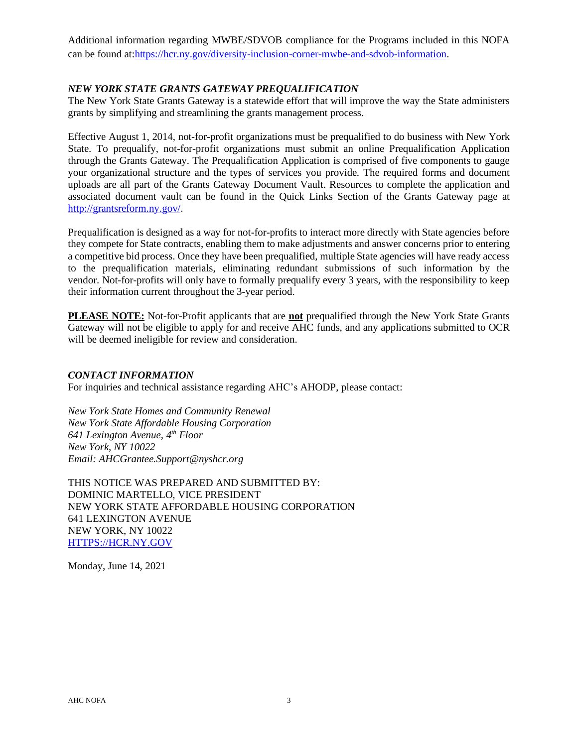Additional information regarding MWBE/SDVOB compliance for the Programs included in this NOFA can be found at:https://hcr.ny.gov/diversity-inclusion-corner-mwbe-and-sdvob-information.

### *NEW YORK STATE GRANTS GATEWAY PREQUALIFICATION*

The New York State Grants Gateway is a statewide effort that will improve the way the State administers grants by simplifying and streamlining the grants management process.

Effective August 1, 2014, not-for-profit organizations must be prequalified to do business with New York State. To prequalify, not-for-profit organizations must submit an online Prequalification Application through the Grants Gateway. The Prequalification Application is comprised of five components to gauge your organizational structure and the types of services you provide. The required forms and document uploads are all part of the Grants Gateway Document Vault. Resources to complete the application and associated document vault can be found in the Quick Links Section of the Grants Gateway page at http://grantsreform.ny.gov/.

Prequalification is designed as a way for not-for-profits to interact more directly with State agencies before they compete for State contracts, enabling them to make adjustments and answer concerns prior to entering a competitive bid process. Once they have been prequalified, multiple State agencies will have ready access to the prequalification materials, eliminating redundant submissions of such information by the vendor. Not-for-profits will only have to formally prequalify every 3 years, with the responsibility to keep their information current throughout the 3-year period.

**PLEASE NOTE:** Not-for-Profit applicants that are **not** prequalified through the New York State Grants Gateway will not be eligible to apply for and receive AHC funds, and any applications submitted to OCR will be deemed ineligible for review and consideration.

### *CONTACT INFORMATION*

For inquiries and technical assistance regarding AHC's AHODP, please contact:

*New York State Homes and Community Renewal*
*New York State Affordable Housing Corporation*
*641 Lexington Avenue, 4th Floor*
*New York, NY 10022*
*Email: AHCGrantee.Support@nyshcr.org*

THIS NOTICE WAS PREPARED AND SUBMITTED BY:
DOMINIC MARTELLO, VICE PRESIDENT
NEW YORK STATE AFFORDABLE HOUSING CORPORATION
641 LEXINGTON AVENUE
NEW YORK, NY 10022
HTTPS://HCR.NY.GOV

Monday, June 14, 2021